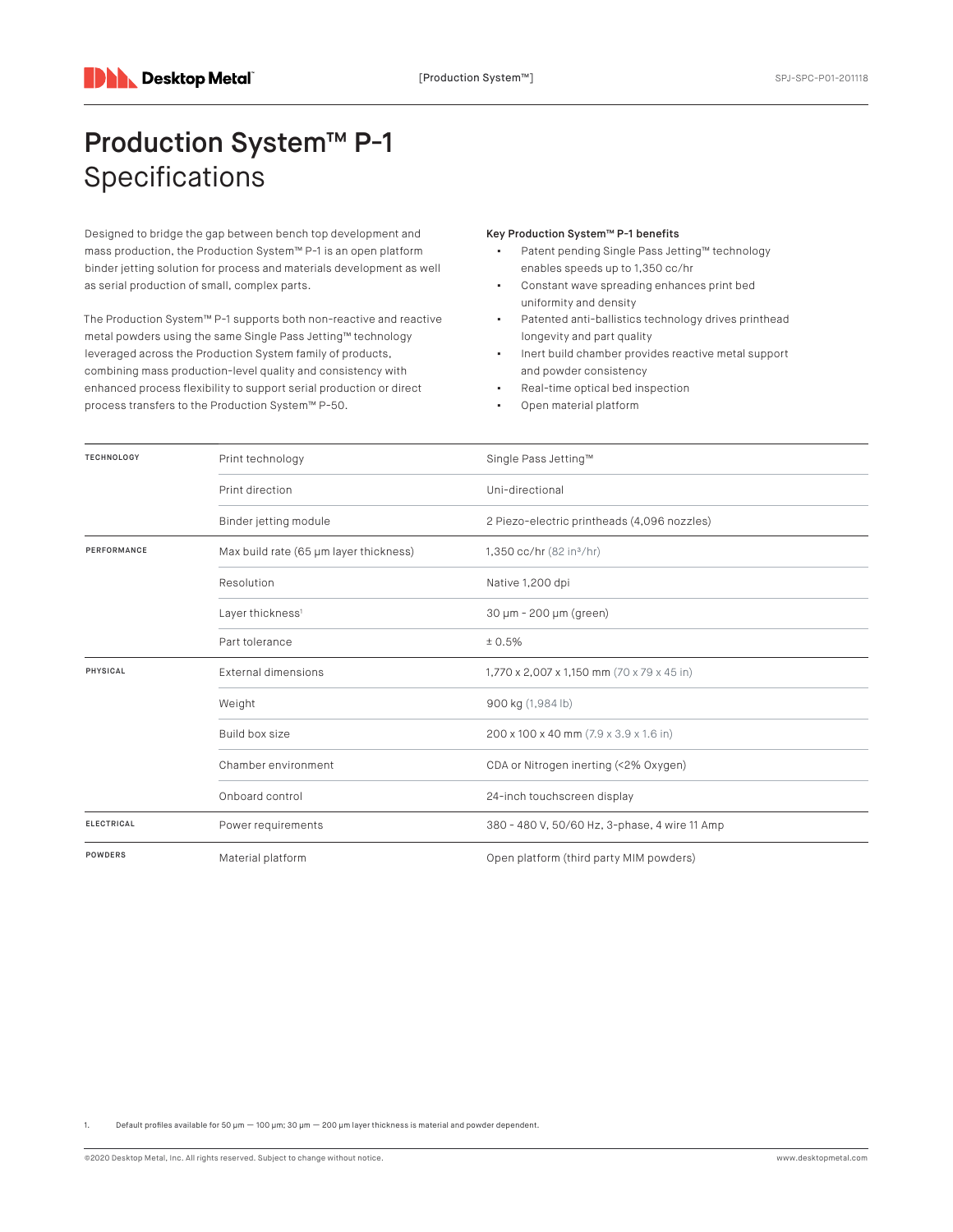# Production System™ P-1
## Specifications

Designed to bridge the gap between bench top development and mass production, the Production System™ P-1 is an open platform binder jetting solution for process and materials development as well as serial production of small, complex parts.

The Production System™ P-1 supports both non-reactive and reactive metal powders using the same Single Pass Jetting™ technology leveraged across the Production System family of products, combining mass production-level quality and consistency with enhanced process flexibility to support serial production or direct process transfers to the Production System™ P-50.

**Key Production System™ P-1 benefits**

- Patent pending Single Pass Jetting™ technology enables speeds up to 1,350 cc/hr
- Constant wave spreading enhances print bed uniformity and density
- Patented anti-ballistics technology drives printhead longevity and part quality
- Inert build chamber provides reactive metal support and powder consistency
- Real-time optical bed inspection
- Open material platform

| | | |
|---|---|---|
| **TECHNOLOGY** | Print technology | Single Pass Jetting™ |
| | Print direction | Uni-directional |
| | Binder jetting module | 2 Piezo-electric printheads (4,096 nozzles) |
| **PERFORMANCE** | Max build rate (65 μm layer thickness) | 1,350 cc/hr (82 in³/hr) |
| | Resolution | Native 1,200 dpi |
| | Layer thickness[1] | 30 μm - 200 μm (green) |
| | Part tolerance | ± 0.5% |
| **PHYSICAL** | External dimensions | 1,770 x 2,007 x 1,150 mm (70 x 79 x 45 in) |
| | Weight | 900 kg (1,984 lb) |
| | Build box size | 200 x 100 x 40 mm (7.9 x 3.9 x 1.6 in) |
| | Chamber environment | CDA or Nitrogen inerting (<2% Oxygen) |
| | Onboard control | 24-inch touchscreen display |
| **ELECTRICAL** | Power requirements | 380 - 480 V, 50/60 Hz, 3-phase, 4 wire 11 Amp |
| **POWDERS** | Material platform | Open platform (third party MIM powders) |

1. Default profiles available for 50 μm — 100 μm; 30 μm — 200 μm layer thickness is material and powder dependent.

©2020 Desktop Metal, Inc. All rights reserved. Subject to change without notice.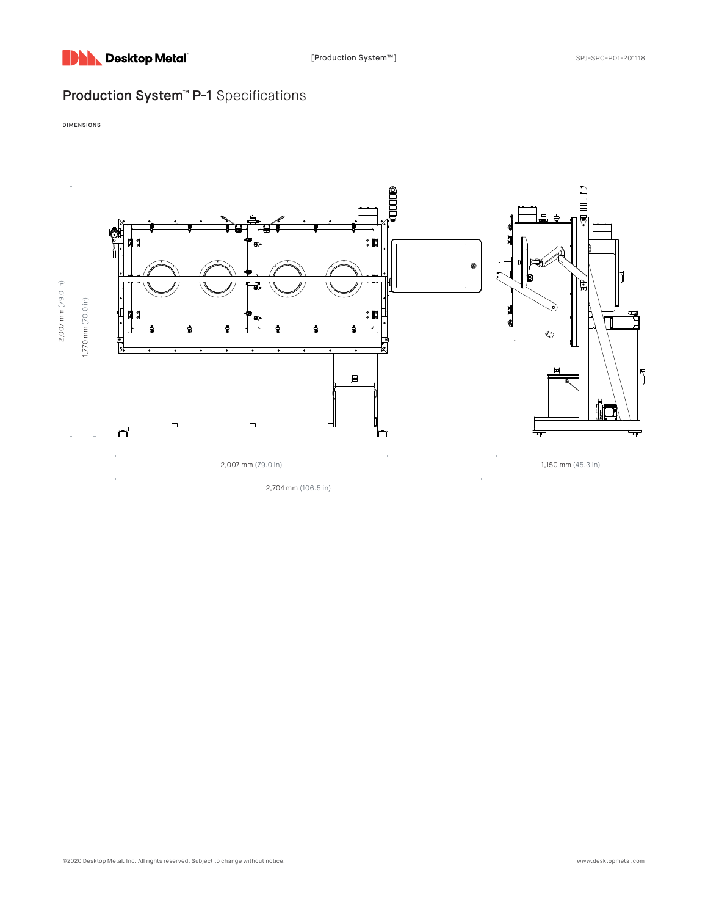# Production System™ P-1 Specifications

DIMENSIONS

2,007 mm (79.0 in)

1,770 mm (70.0 in)

2,007 mm (79.0 in)

1,150 mm (45.3 in)

2,704 mm (106.5 in)